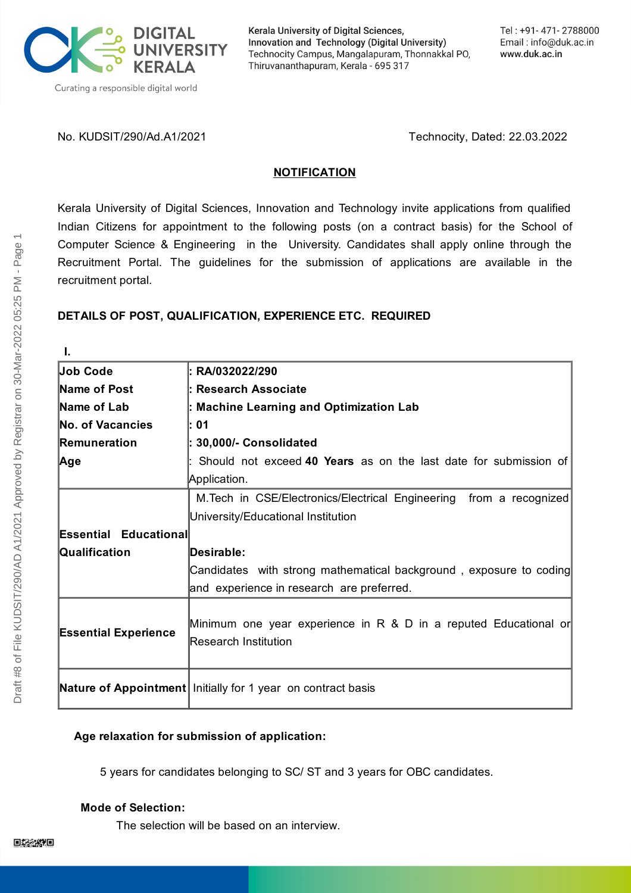No. KUDSIT/290/Ad.A1/2021 Technocity, Dated: 22.03.2022

## NOTIFICATION

Kerala University of Digital Sciences, Innovation and Technology invite applications from qualified Indian Citizens for appointment to the following posts (on a contract basis) for the School of Computer Science & Engineering in the University. Candidates shall apply online through the Recruitment Portal. The guidelines for the submission of applications are available in the recruitment portal.

**DETAILS OF POST, QUALIFICATION, EXPERIENCE ETC. REQUIRED**

**I.**

| | |
|---|---|
| **Job Code** | **: RA/032022/290** |
| **Name of Post** | **: Research Associate** |
| **Name of Lab** | **: Machine Learning and Optimization Lab** |
| **No. of Vacancies** | **: 01** |
| **Remuneration** | **: 30,000/- Consolidated** |
| **Age** | : Should not exceed **40 Years** as on the last date for submission of Application. |
| **Essential Educational Qualification** | M.Tech in CSE/Electronics/Electrical Engineering from a recognized University/Educational Institution<br><br>**Desirable:**<br>Candidates with strong mathematical background , exposure to coding and experience in research are preferred. |
| **Essential Experience** | Minimum one year experience in R & D in a reputed Educational or Research Institution |
| **Nature of Appointment** | Initially for 1 year on contract basis |

**Age relaxation for submission of application:**

5 years for candidates belonging to SC/ ST and 3 years for OBC candidates.

**Mode of Selection:**

The selection will be based on an interview.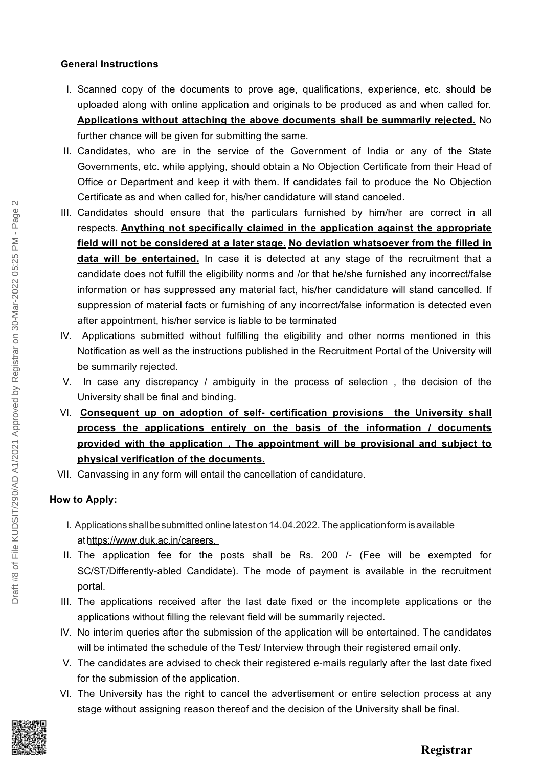### General Instructions

I. Scanned copy of the documents to prove age, qualifications, experience, etc. should be uploaded along with online application and originals to be produced as and when called for. **Applications without attaching the above documents shall be summarily rejected.** No further chance will be given for submitting the same.

II. Candidates, who are in the service of the Government of India or any of the State Governments, etc. while applying, should obtain a No Objection Certificate from their Head of Office or Department and keep it with them. If candidates fail to produce the No Objection Certificate as and when called for, his/her candidature will stand canceled.

III. Candidates should ensure that the particulars furnished by him/her are correct in all respects. **Anything not specifically claimed in the application against the appropriate field will not be considered at a later stage.** **No deviation whatsoever from the filled in data will be entertained.** In case it is detected at any stage of the recruitment that a candidate does not fulfill the eligibility norms and /or that he/she furnished any incorrect/false information or has suppressed any material fact, his/her candidature will stand cancelled. If suppression of material facts or furnishing of any incorrect/false information is detected even after appointment, his/her service is liable to be terminated

IV. Applications submitted without fulfilling the eligibility and other norms mentioned in this Notification as well as the instructions published in the Recruitment Portal of the University will be summarily rejected.

V. In case any discrepancy / ambiguity in the process of selection , the decision of the University shall be final and binding.

VI. **Consequent up on adoption of self- certification provisions the University shall process the applications entirely on the basis of the information / documents provided with the application . The appointment will be provisional and subject to physical verification of the documents.**

VII. Canvassing in any form will entail the cancellation of candidature.

### How to Apply:

I. Applications shall be submitted online latest on 14.04.2022. The application form is available at https://www.duk.ac.in/careers.

II. The application fee for the posts shall be Rs. 200 /- (Fee will be exempted for SC/ST/Differently-abled Candidate). The mode of payment is available in the recruitment portal.

III. The applications received after the last date fixed or the incomplete applications or the applications without filling the relevant field will be summarily rejected.

IV. No interim queries after the submission of the application will be entertained. The candidates will be intimated the schedule of the Test/ Interview through their registered email only.

V. The candidates are advised to check their registered e-mails regularly after the last date fixed for the submission of the application.

VI. The University has the right to cancel the advertisement or entire selection process at any stage without assigning reason thereof and the decision of the University shall be final.

**Registrar**